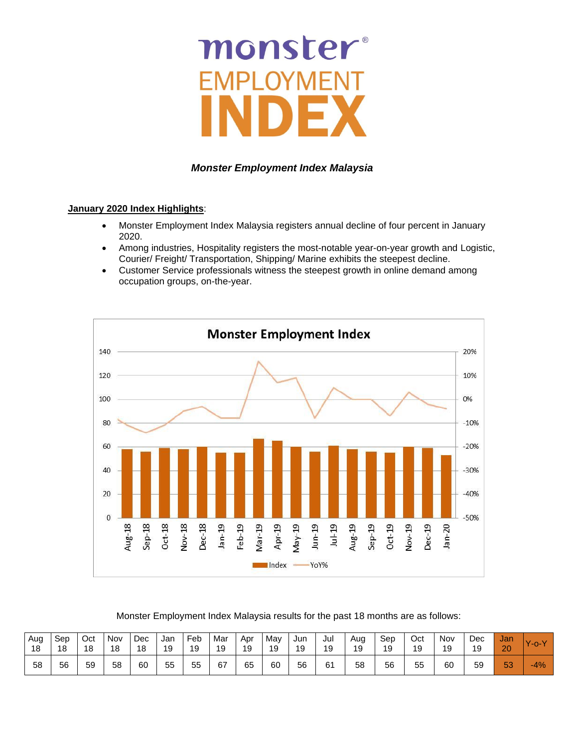# monster® EMPLOYMENT INDEX

***Monster Employment Index Malaysia***

**January 2020 Index Highlights**:

- Monster Employment Index Malaysia registers annual decline of four percent in January 2020.
- Among industries, Hospitality registers the most-notable year-on-year growth and Logistic, Courier/ Freight/ Transportation, Shipping/ Marine exhibits the steepest decline.
- Customer Service professionals witness the steepest growth in online demand among occupation groups, on-the-year.

Monster Employment Index Malaysia results for the past 18 months are as follows:

| Aug 18 | Sep 18 | Oct 18 | Nov 18 | Dec 18 | Jan 19 | Feb 19 | Mar 19 | Apr 19 | May 19 | Jun 19 | Jul 19 | Aug 19 | Sep 19 | Oct 19 | Nov 19 | Dec 19 | Jan 20 | Y-o-Y |
|---|---|---|---|---|---|---|---|---|---|---|---|---|---|---|---|---|---|---|
| 58 | 56 | 59 | 58 | 60 | 55 | 55 | 67 | 65 | 60 | 56 | 61 | 58 | 56 | 55 | 60 | 59 | 53 | -4% |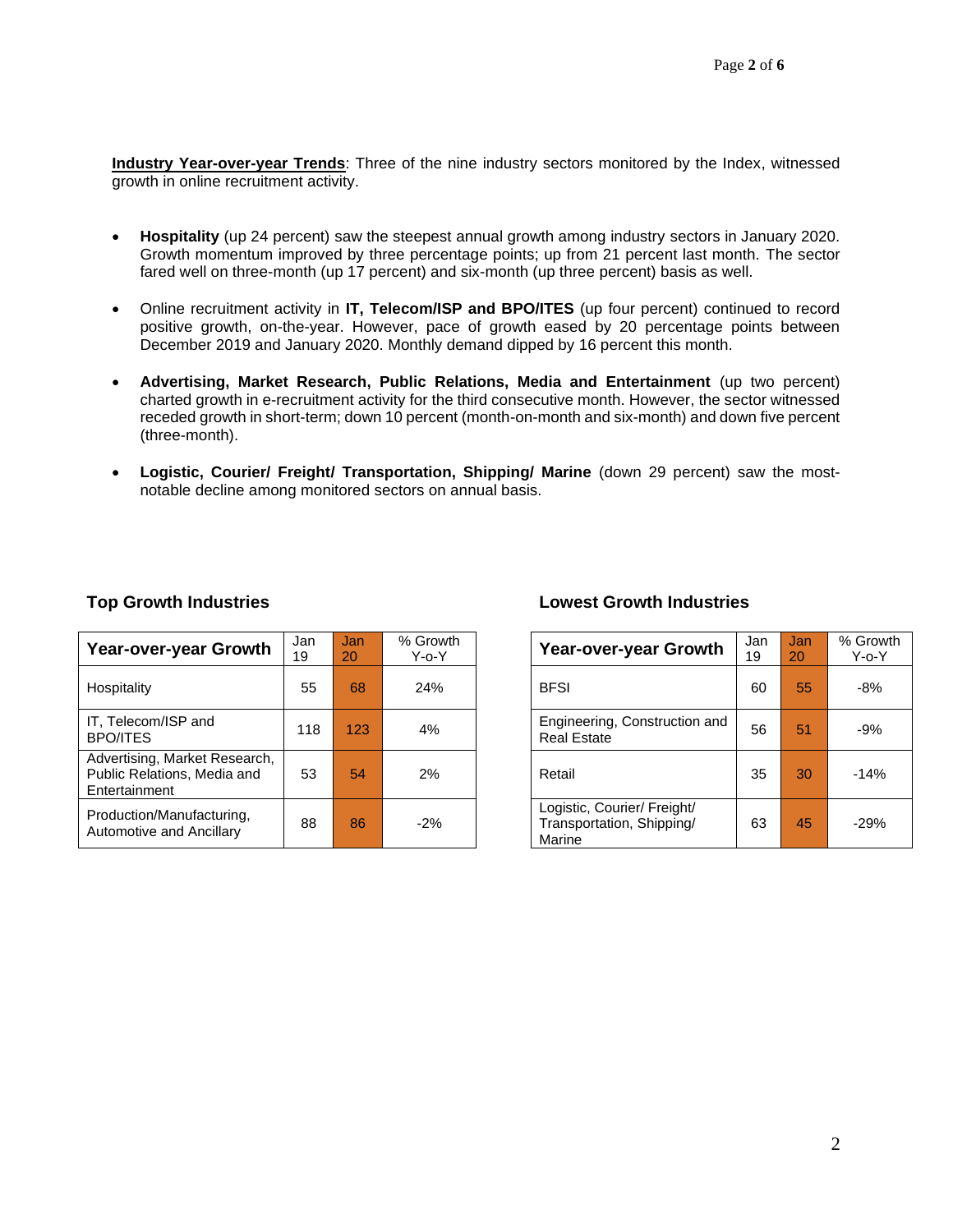**<u>Industry Year-over-year Trends</u>**: Three of the nine industry sectors monitored by the Index, witnessed growth in online recruitment activity.

- **Hospitality** (up 24 percent) saw the steepest annual growth among industry sectors in January 2020. Growth momentum improved by three percentage points; up from 21 percent last month. The sector fared well on three-month (up 17 percent) and six-month (up three percent) basis as well.
- Online recruitment activity in **IT, Telecom/ISP and BPO/ITES** (up four percent) continued to record positive growth, on-the-year. However, pace of growth eased by 20 percentage points between December 2019 and January 2020. Monthly demand dipped by 16 percent this month.
- **Advertising, Market Research, Public Relations, Media and Entertainment** (up two percent) charted growth in e-recruitment activity for the third consecutive month. However, the sector witnessed receded growth in short-term; down 10 percent (month-on-month and six-month) and down five percent (three-month).
- **Logistic, Courier/ Freight/ Transportation, Shipping/ Marine** (down 29 percent) saw the most-notable decline among monitored sectors on annual basis.

### Top Growth Industries

| Year-over-year Growth | Jan 19 | Jan 20 | % Growth Y-o-Y |
|---|---|---|---|
| Hospitality | 55 | 68 | 24% |
| IT, Telecom/ISP and BPO/ITES | 118 | 123 | 4% |
| Advertising, Market Research, Public Relations, Media and Entertainment | 53 | 54 | 2% |
| Production/Manufacturing, Automotive and Ancillary | 88 | 86 | -2% |

### Lowest Growth Industries

| Year-over-year Growth | Jan 19 | Jan 20 | % Growth Y-o-Y |
|---|---|---|---|
| BFSI | 60 | 55 | -8% |
| Engineering, Construction and Real Estate | 56 | 51 | -9% |
| Retail | 35 | 30 | -14% |
| Logistic, Courier/ Freight/ Transportation, Shipping/ Marine | 63 | 45 | -29% |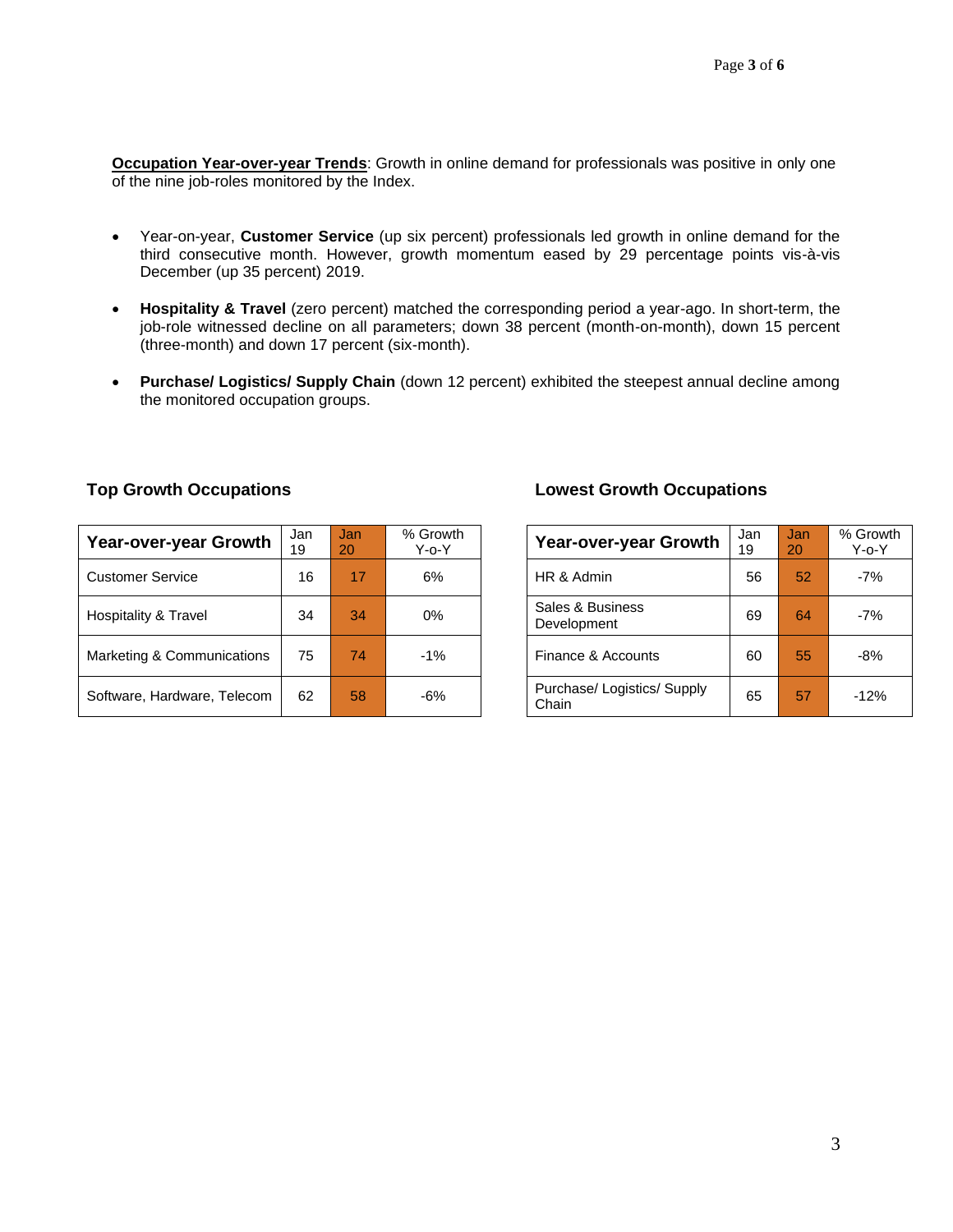**Occupation Year-over-year Trends**: Growth in online demand for professionals was positive in only one of the nine job-roles monitored by the Index.

- Year-on-year, **Customer Service** (up six percent) professionals led growth in online demand for the third consecutive month. However, growth momentum eased by 29 percentage points vis-à-vis December (up 35 percent) 2019.
- **Hospitality & Travel** (zero percent) matched the corresponding period a year-ago. In short-term, the job-role witnessed decline on all parameters; down 38 percent (month-on-month), down 15 percent (three-month) and down 17 percent (six-month).
- **Purchase/ Logistics/ Supply Chain** (down 12 percent) exhibited the steepest annual decline among the monitored occupation groups.

### Top Growth Occupations

| Year-over-year Growth | Jan 19 | Jan 20 | % Growth Y-o-Y |
|---|---|---|---|
| Customer Service | 16 | 17 | 6% |
| Hospitality & Travel | 34 | 34 | 0% |
| Marketing & Communications | 75 | 74 | -1% |
| Software, Hardware, Telecom | 62 | 58 | -6% |

### Lowest Growth Occupations

| Year-over-year Growth | Jan 19 | Jan 20 | % Growth Y-o-Y |
|---|---|---|---|
| HR & Admin | 56 | 52 | -7% |
| Sales & Business Development | 69 | 64 | -7% |
| Finance & Accounts | 60 | 55 | -8% |
| Purchase/ Logistics/ Supply Chain | 65 | 57 | -12% |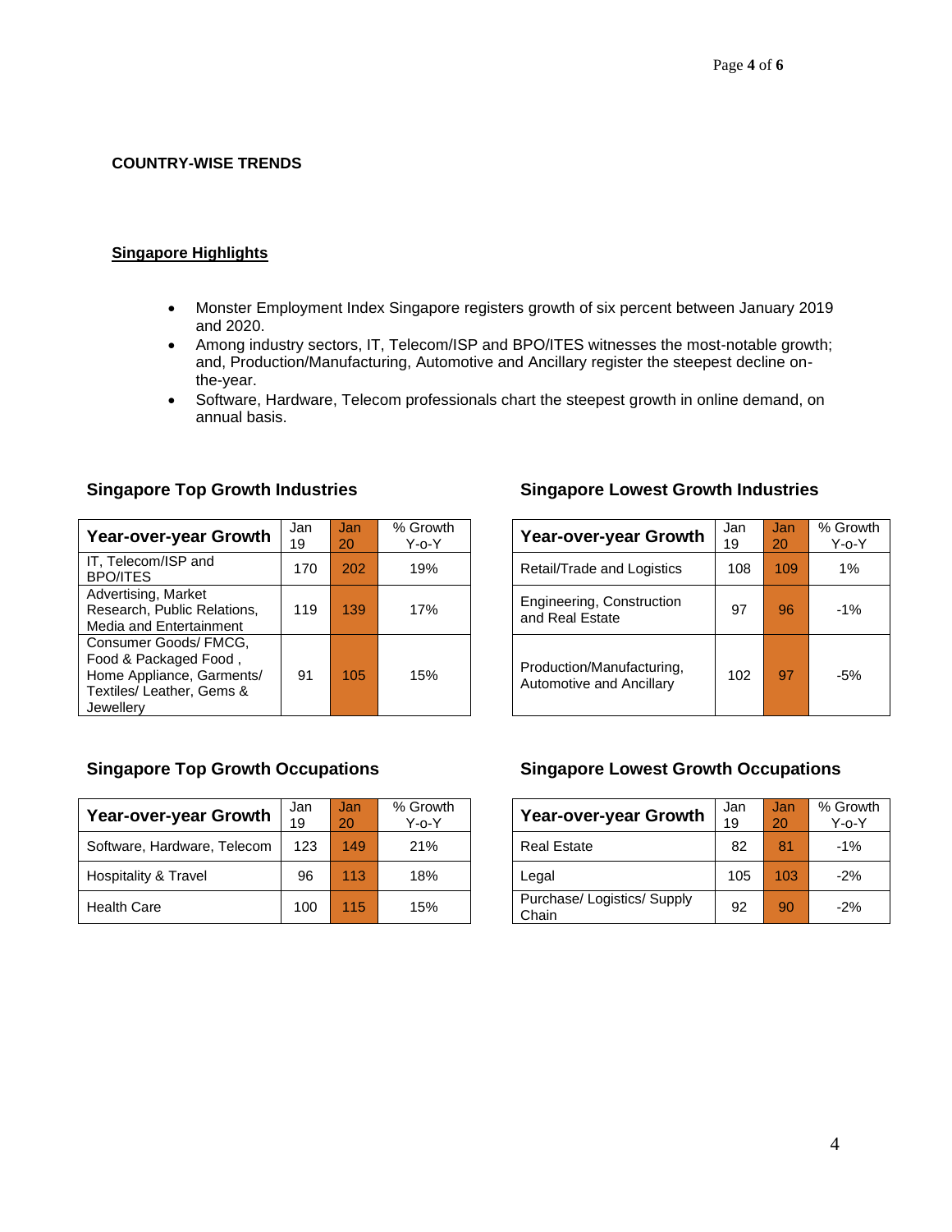## COUNTRY-WISE TRENDS

### Singapore Highlights

- Monster Employment Index Singapore registers growth of six percent between January 2019 and 2020.
- Among industry sectors, IT, Telecom/ISP and BPO/ITES witnesses the most-notable growth; and, Production/Manufacturing, Automotive and Ancillary register the steepest decline on-the-year.
- Software, Hardware, Telecom professionals chart the steepest growth in online demand, on annual basis.

#### Singapore Top Growth Industries

| Year-over-year Growth | Jan 19 | Jan 20 | % Growth Y-o-Y |
|---|---|---|---|
| IT, Telecom/ISP and BPO/ITES | 170 | 202 | 19% |
| Advertising, Market Research, Public Relations, Media and Entertainment | 119 | 139 | 17% |
| Consumer Goods/ FMCG, Food & Packaged Food , Home Appliance, Garments/ Textiles/ Leather, Gems & Jewellery | 91 | 105 | 15% |

#### Singapore Lowest Growth Industries

| Year-over-year Growth | Jan 19 | Jan 20 | % Growth Y-o-Y |
|---|---|---|---|
| Retail/Trade and Logistics | 108 | 109 | 1% |
| Engineering, Construction and Real Estate | 97 | 96 | -1% |
| Production/Manufacturing, Automotive and Ancillary | 102 | 97 | -5% |

#### Singapore Top Growth Occupations

| Year-over-year Growth | Jan 19 | Jan 20 | % Growth Y-o-Y |
|---|---|---|---|
| Software, Hardware, Telecom | 123 | 149 | 21% |
| Hospitality & Travel | 96 | 113 | 18% |
| Health Care | 100 | 115 | 15% |

#### Singapore Lowest Growth Occupations

| Year-over-year Growth | Jan 19 | Jan 20 | % Growth Y-o-Y |
|---|---|---|---|
| Real Estate | 82 | 81 | -1% |
| Legal | 105 | 103 | -2% |
| Purchase/ Logistics/ Supply Chain | 92 | 90 | -2% |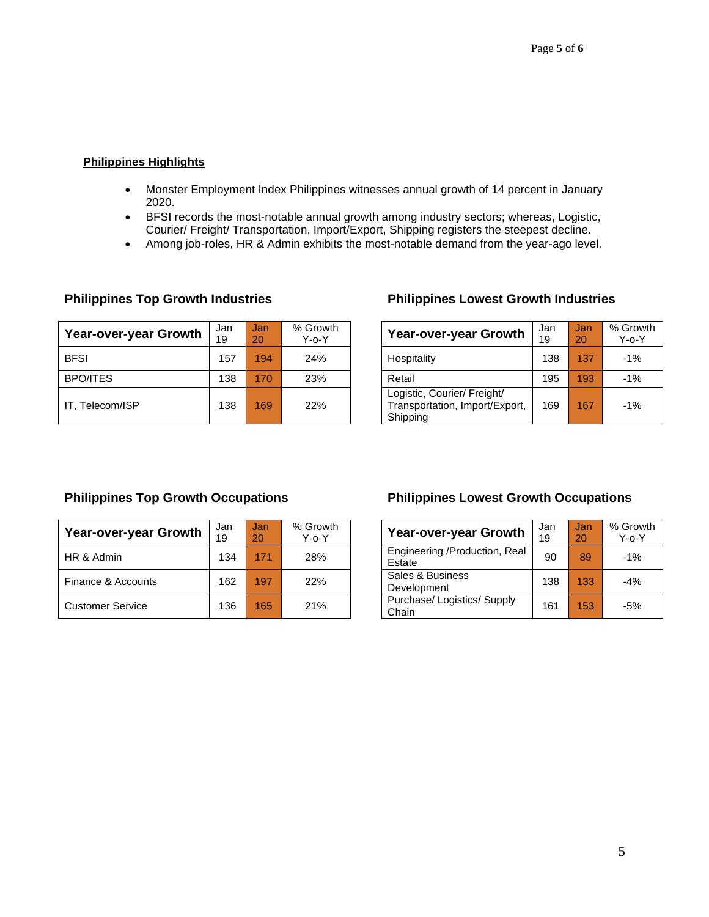## Philippines Highlights

- Monster Employment Index Philippines witnesses annual growth of 14 percent in January 2020.
- BFSI records the most-notable annual growth among industry sectors; whereas, Logistic, Courier/ Freight/ Transportation, Import/Export, Shipping registers the steepest decline.
- Among job-roles, HR & Admin exhibits the most-notable demand from the year-ago level.

### Philippines Top Growth Industries

| Year-over-year Growth | Jan 19 | Jan 20 | % Growth Y-o-Y |
|---|---|---|---|
| BFSI | 157 | 194 | 24% |
| BPO/ITES | 138 | 170 | 23% |
| IT, Telecom/ISP | 138 | 169 | 22% |

### Philippines Lowest Growth Industries

| Year-over-year Growth | Jan 19 | Jan 20 | % Growth Y-o-Y |
|---|---|---|---|
| Hospitality | 138 | 137 | -1% |
| Retail | 195 | 193 | -1% |
| Logistic, Courier/ Freight/ Transportation, Import/Export, Shipping | 169 | 167 | -1% |

### Philippines Top Growth Occupations

| Year-over-year Growth | Jan 19 | Jan 20 | % Growth Y-o-Y |
|---|---|---|---|
| HR & Admin | 134 | 171 | 28% |
| Finance & Accounts | 162 | 197 | 22% |
| Customer Service | 136 | 165 | 21% |

### Philippines Lowest Growth Occupations

| Year-over-year Growth | Jan 19 | Jan 20 | % Growth Y-o-Y |
|---|---|---|---|
| Engineering /Production, Real Estate | 90 | 89 | -1% |
| Sales & Business Development | 138 | 133 | -4% |
| Purchase/ Logistics/ Supply Chain | 161 | 153 | -5% |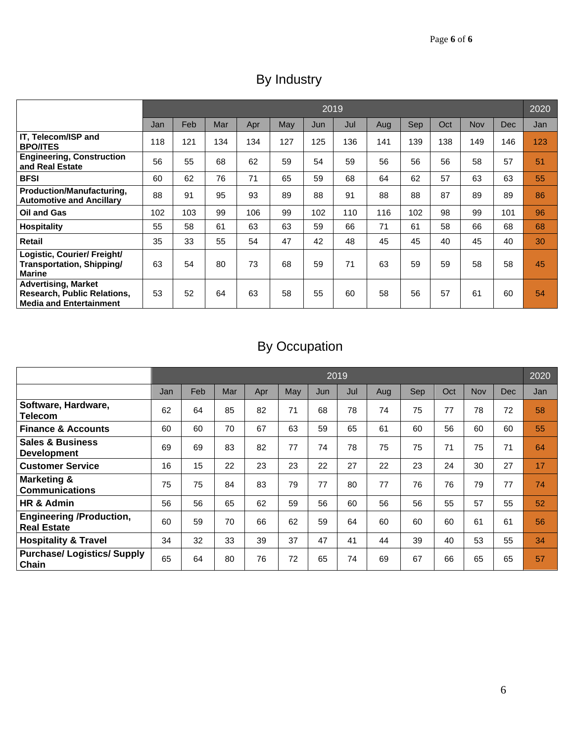# By Industry

| | 2019 | | | | | | | | | | | | 2020 |
|---|---|---|---|---|---|---|---|---|---|---|---|---|---|
| | Jan | Feb | Mar | Apr | May | Jun | Jul | Aug | Sep | Oct | Nov | Dec | Jan |
| **IT, Telecom/ISP and BPO/ITES** | 118 | 121 | 134 | 134 | 127 | 125 | 136 | 141 | 139 | 138 | 149 | 146 | 123 |
| **Engineering, Construction and Real Estate** | 56 | 55 | 68 | 62 | 59 | 54 | 59 | 56 | 56 | 56 | 58 | 57 | 51 |
| **BFSI** | 60 | 62 | 76 | 71 | 65 | 59 | 68 | 64 | 62 | 57 | 63 | 63 | 55 |
| **Production/Manufacturing, Automotive and Ancillary** | 88 | 91 | 95 | 93 | 89 | 88 | 91 | 88 | 88 | 87 | 89 | 89 | 86 |
| **Oil and Gas** | 102 | 103 | 99 | 106 | 99 | 102 | 110 | 116 | 102 | 98 | 99 | 101 | 96 |
| **Hospitality** | 55 | 58 | 61 | 63 | 63 | 59 | 66 | 71 | 61 | 58 | 66 | 68 | 68 |
| **Retail** | 35 | 33 | 55 | 54 | 47 | 42 | 48 | 45 | 45 | 40 | 45 | 40 | 30 |
| **Logistic, Courier/ Freight/ Transportation, Shipping/ Marine** | 63 | 54 | 80 | 73 | 68 | 59 | 71 | 63 | 59 | 59 | 58 | 58 | 45 |
| **Advertising, Market Research, Public Relations, Media and Entertainment** | 53 | 52 | 64 | 63 | 58 | 55 | 60 | 58 | 56 | 57 | 61 | 60 | 54 |

# By Occupation

| | 2019 | | | | | | | | | | | | 2020 |
|---|---|---|---|---|---|---|---|---|---|---|---|---|---|
| | Jan | Feb | Mar | Apr | May | Jun | Jul | Aug | Sep | Oct | Nov | Dec | Jan |
| **Software, Hardware, Telecom** | 62 | 64 | 85 | 82 | 71 | 68 | 78 | 74 | 75 | 77 | 78 | 72 | 58 |
| **Finance & Accounts** | 60 | 60 | 70 | 67 | 63 | 59 | 65 | 61 | 60 | 56 | 60 | 60 | 55 |
| **Sales & Business Development** | 69 | 69 | 83 | 82 | 77 | 74 | 78 | 75 | 75 | 71 | 75 | 71 | 64 |
| **Customer Service** | 16 | 15 | 22 | 23 | 23 | 22 | 27 | 22 | 23 | 24 | 30 | 27 | 17 |
| **Marketing & Communications** | 75 | 75 | 84 | 83 | 79 | 77 | 80 | 77 | 76 | 76 | 79 | 77 | 74 |
| **HR & Admin** | 56 | 56 | 65 | 62 | 59 | 56 | 60 | 56 | 56 | 55 | 57 | 55 | 52 |
| **Engineering /Production, Real Estate** | 60 | 59 | 70 | 66 | 62 | 59 | 64 | 60 | 60 | 60 | 61 | 61 | 56 |
| **Hospitality & Travel** | 34 | 32 | 33 | 39 | 37 | 47 | 41 | 44 | 39 | 40 | 53 | 55 | 34 |
| **Purchase/ Logistics/ Supply Chain** | 65 | 64 | 80 | 76 | 72 | 65 | 74 | 69 | 67 | 66 | 65 | 65 | 57 |